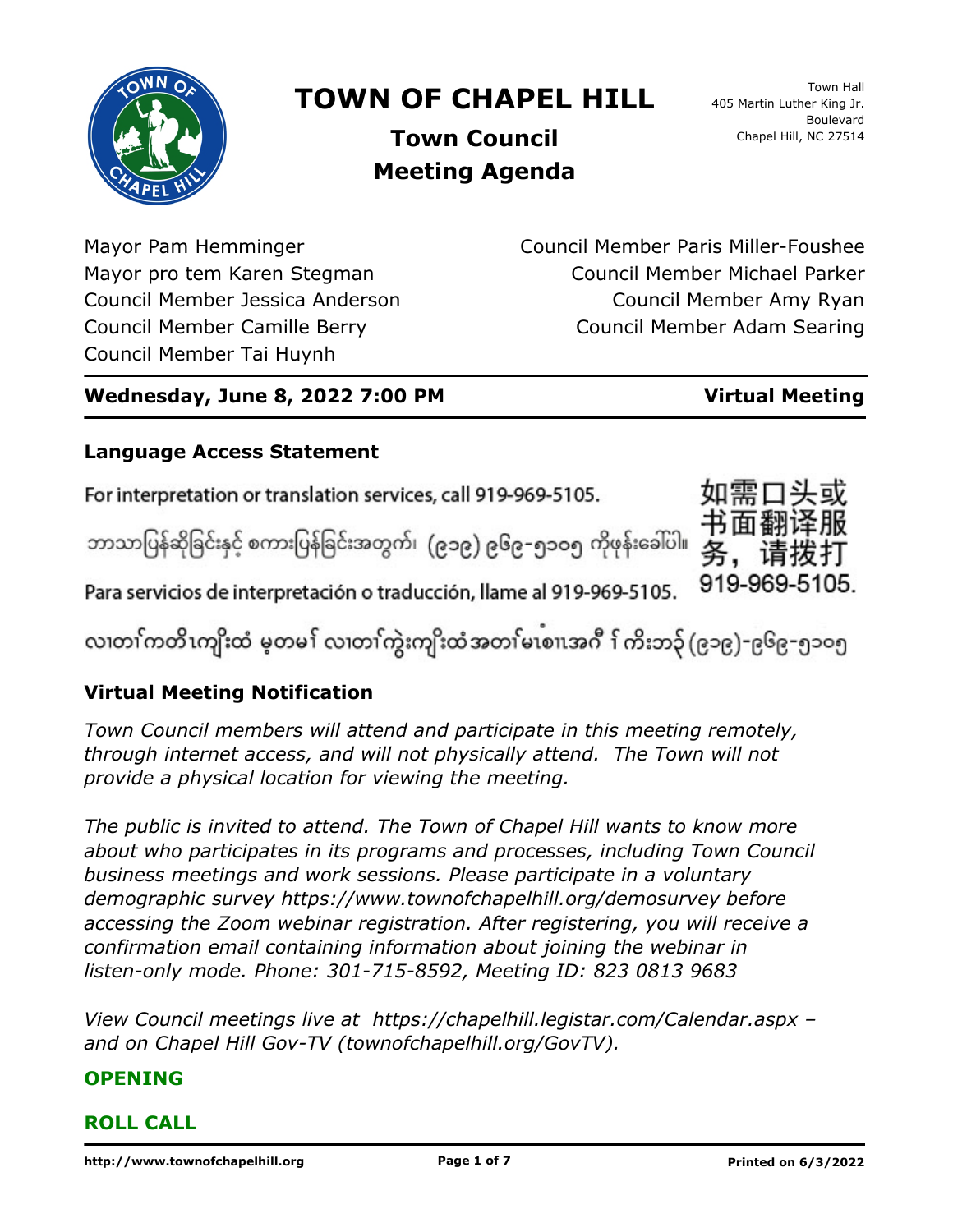# TOWN OF CHAPEL HILL

## Town Council Meeting Agenda

Town Hall
405 Martin Luther King Jr. Boulevard
Chapel Hill, NC 27514

Mayor Pam Hemminger
Mayor pro tem Karen Stegman
Council Member Jessica Anderson
Council Member Camille Berry
Council Member Tai Huynh
Council Member Paris Miller-Foushee
Council Member Michael Parker
Council Member Amy Ryan
Council Member Adam Searing

**Wednesday, June 8, 2022 7:00 PM** — **Virtual Meeting**

### Language Access Statement

For interpretation or translation services, call 919-969-5105.

ဘာသာပြန်ဆိုခြင်းနှင့် စကားပြန်ခြင်းအတွက်၊ (၉၁၉) ၉၆၉-၅၁၀၅ ကိုဖုန်းခေါ်ပါ။

Para servicios de interpretación o traducción, llame al 919-969-5105.

လၢတၢ်ကတိၤကျိးထံ မ့တမ႑် လၢတၢ်ကွဲးကျိးထံအတၢ်မၤစၢၤအဂီ႑် ကိးဘ၃် (၉၁၉)-၉၆၉-၅၁၀၅

如需口头或书面翻译服务，请拨打 919-969-5105.

### Virtual Meeting Notification

*Town Council members will attend and participate in this meeting remotely, through internet access, and will not physically attend. The Town will not provide a physical location for viewing the meeting.*

*The public is invited to attend. The Town of Chapel Hill wants to know more about who participates in its programs and processes, including Town Council business meetings and work sessions. Please participate in a voluntary demographic survey https://www.townofchapelhill.org/demosurvey before accessing the Zoom webinar registration. After registering, you will receive a confirmation email containing information about joining the webinar in listen-only mode. Phone: 301-715-8592, Meeting ID: 823 0813 9683*

*View Council meetings live at https://chapelhill.legistar.com/Calendar.aspx – and on Chapel Hill Gov-TV (townofchapelhill.org/GovTV).*

### OPENING

### ROLL CALL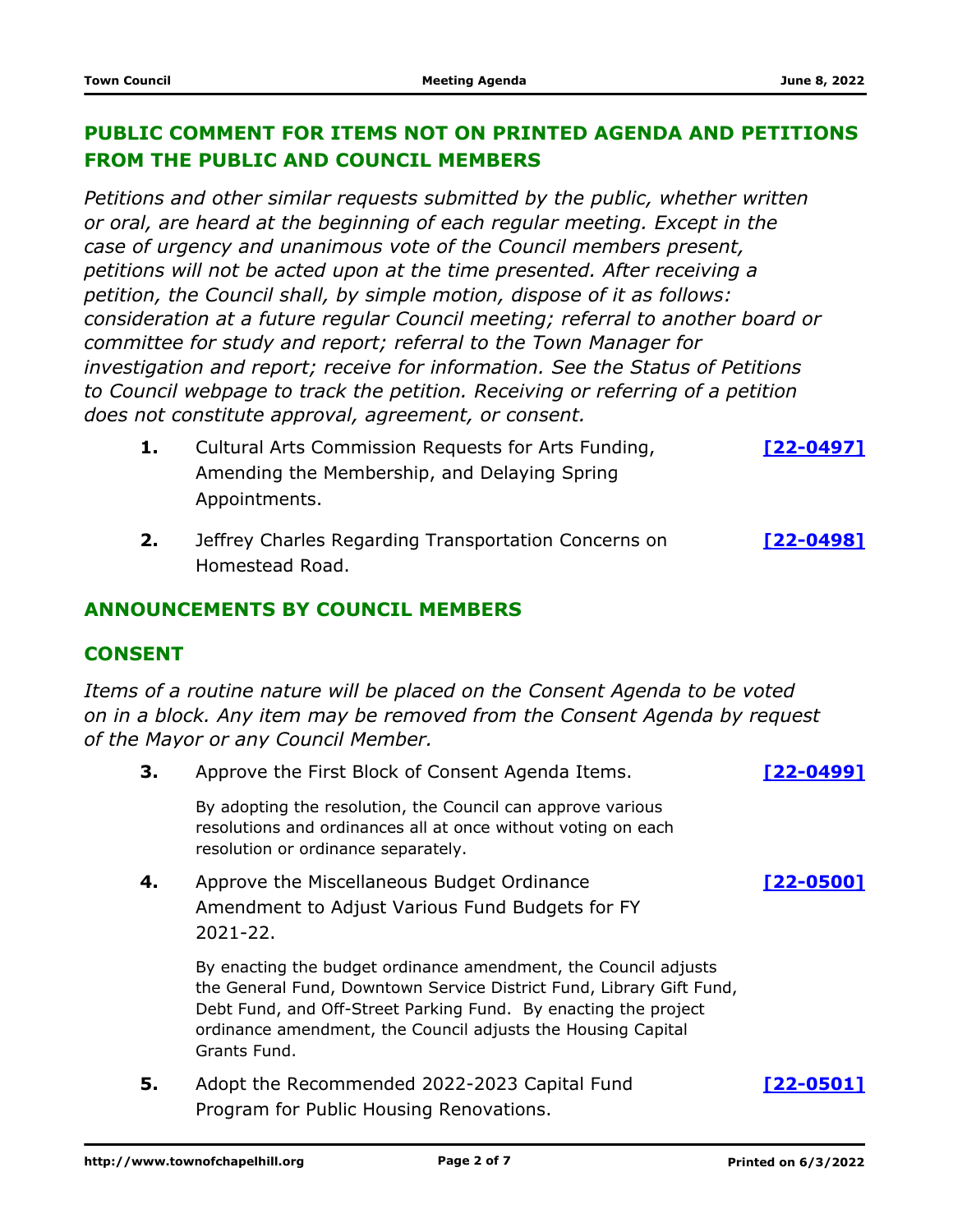## PUBLIC COMMENT FOR ITEMS NOT ON PRINTED AGENDA AND PETITIONS FROM THE PUBLIC AND COUNCIL MEMBERS

*Petitions and other similar requests submitted by the public, whether written or oral, are heard at the beginning of each regular meeting. Except in the case of urgency and unanimous vote of the Council members present, petitions will not be acted upon at the time presented. After receiving a petition, the Council shall, by simple motion, dispose of it as follows: consideration at a future regular Council meeting; referral to another board or committee for study and report; referral to the Town Manager for investigation and report; receive for information. See the Status of Petitions to Council webpage to track the petition. Receiving or referring of a petition does not constitute approval, agreement, or consent.*

**1.** Cultural Arts Commission Requests for Arts Funding, Amending the Membership, and Delaying Spring Appointments. **[22-0497]**

**2.** Jeffrey Charles Regarding Transportation Concerns on Homestead Road. **[22-0498]**

## ANNOUNCEMENTS BY COUNCIL MEMBERS

## CONSENT

*Items of a routine nature will be placed on the Consent Agenda to be voted on in a block. Any item may be removed from the Consent Agenda by request of the Mayor or any Council Member.*

**3.** Approve the First Block of Consent Agenda Items. **[22-0499]**

By adopting the resolution, the Council can approve various resolutions and ordinances all at once without voting on each resolution or ordinance separately.

**4.** Approve the Miscellaneous Budget Ordinance Amendment to Adjust Various Fund Budgets for FY 2021-22. **[22-0500]**

By enacting the budget ordinance amendment, the Council adjusts the General Fund, Downtown Service District Fund, Library Gift Fund, Debt Fund, and Off-Street Parking Fund. By enacting the project ordinance amendment, the Council adjusts the Housing Capital Grants Fund.

**5.** Adopt the Recommended 2022-2023 Capital Fund Program for Public Housing Renovations. **[22-0501]**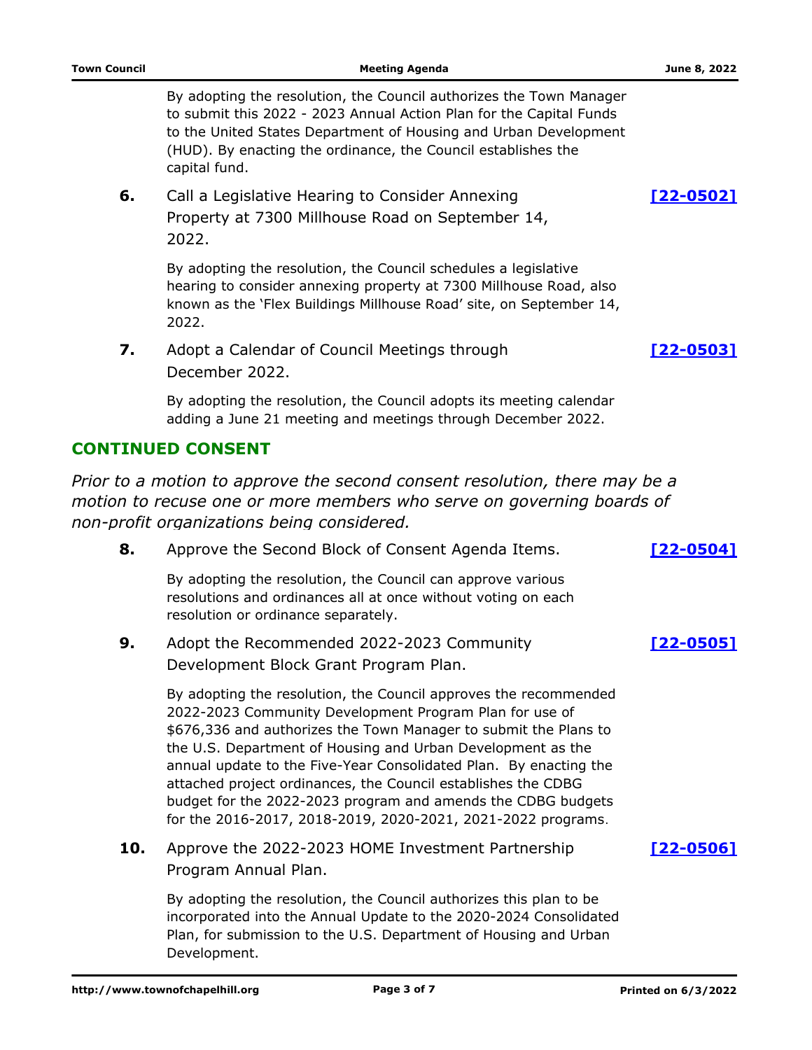By adopting the resolution, the Council authorizes the Town Manager to submit this 2022 - 2023 Annual Action Plan for the Capital Funds to the United States Department of Housing and Urban Development (HUD). By enacting the ordinance, the Council establishes the capital fund.

**6.** Call a Legislative Hearing to Consider Annexing Property at 7300 Millhouse Road on September 14, 2022. **[22-0502]**

By adopting the resolution, the Council schedules a legislative hearing to consider annexing property at 7300 Millhouse Road, also known as the 'Flex Buildings Millhouse Road' site, on September 14, 2022.

**7.** Adopt a Calendar of Council Meetings through December 2022. **[22-0503]**

By adopting the resolution, the Council adopts its meeting calendar adding a June 21 meeting and meetings through December 2022.

## CONTINUED CONSENT

*Prior to a motion to approve the second consent resolution, there may be a motion to recuse one or more members who serve on governing boards of non-profit organizations being considered.*

**8.** Approve the Second Block of Consent Agenda Items. **[22-0504]**

By adopting the resolution, the Council can approve various resolutions and ordinances all at once without voting on each resolution or ordinance separately.

**9.** Adopt the Recommended 2022-2023 Community Development Block Grant Program Plan. **[22-0505]**

By adopting the resolution, the Council approves the recommended 2022-2023 Community Development Program Plan for use of $676,336 and authorizes the Town Manager to submit the Plans to the U.S. Department of Housing and Urban Development as the annual update to the Five-Year Consolidated Plan. By enacting the attached project ordinances, the Council establishes the CDBG budget for the 2022-2023 program and amends the CDBG budgets for the 2016-2017, 2018-2019, 2020-2021, 2021-2022 programs.

**10.** Approve the 2022-2023 HOME Investment Partnership Program Annual Plan. **[22-0506]**

By adopting the resolution, the Council authorizes this plan to be incorporated into the Annual Update to the 2020-2024 Consolidated Plan, for submission to the U.S. Department of Housing and Urban Development.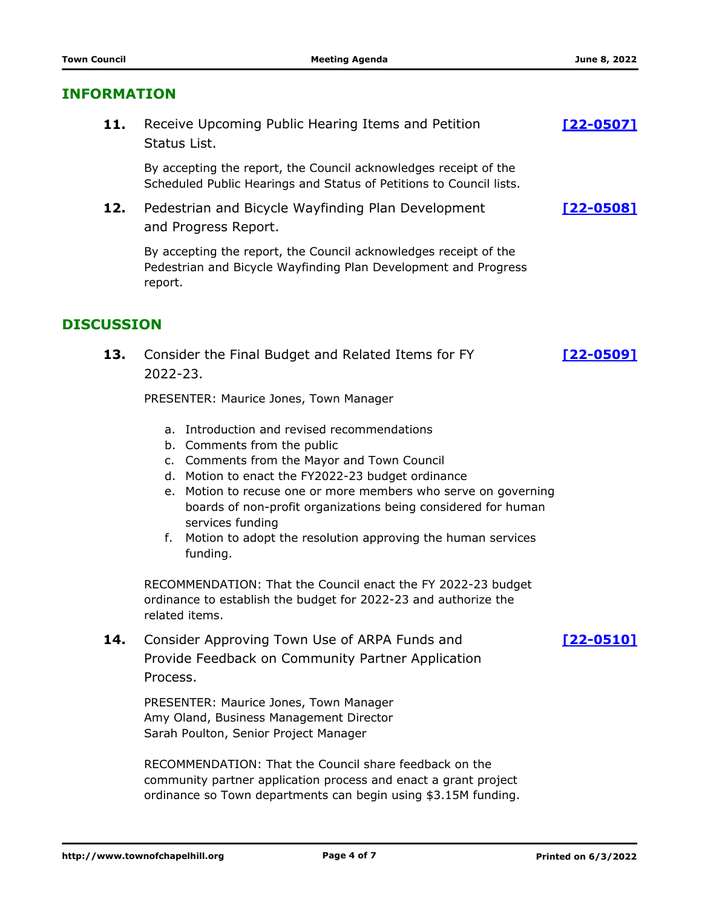## INFORMATION

**11.** Receive Upcoming Public Hearing Items and Petition Status List. **[22-0507]**

By accepting the report, the Council acknowledges receipt of the Scheduled Public Hearings and Status of Petitions to Council lists.

**12.** Pedestrian and Bicycle Wayfinding Plan Development and Progress Report. **[22-0508]**

By accepting the report, the Council acknowledges receipt of the Pedestrian and Bicycle Wayfinding Plan Development and Progress report.

## DISCUSSION

**13.** Consider the Final Budget and Related Items for FY 2022-23. **[22-0509]**

PRESENTER: Maurice Jones, Town Manager

a. Introduction and revised recommendations
b. Comments from the public
c. Comments from the Mayor and Town Council
d. Motion to enact the FY2022-23 budget ordinance
e. Motion to recuse one or more members who serve on governing boards of non-profit organizations being considered for human services funding
f. Motion to adopt the resolution approving the human services funding.

RECOMMENDATION: That the Council enact the FY 2022-23 budget ordinance to establish the budget for 2022-23 and authorize the related items.

**14.** Consider Approving Town Use of ARPA Funds and Provide Feedback on Community Partner Application Process. **[22-0510]**

PRESENTER: Maurice Jones, Town Manager
Amy Oland, Business Management Director
Sarah Poulton, Senior Project Manager

RECOMMENDATION: That the Council share feedback on the community partner application process and enact a grant project ordinance so Town departments can begin using $3.15M funding.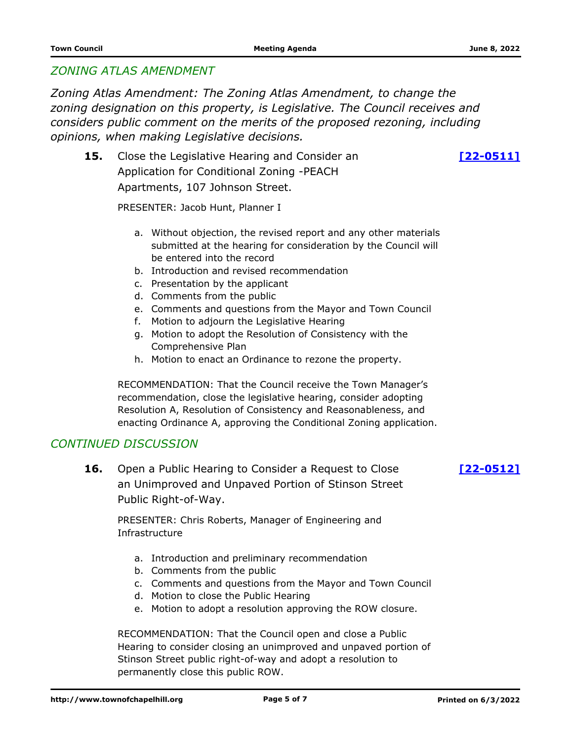## *ZONING ATLAS AMENDMENT*

*Zoning Atlas Amendment: The Zoning Atlas Amendment, to change the zoning designation on this property, is Legislative. The Council receives and considers public comment on the merits of the proposed rezoning, including opinions, when making Legislative decisions.*

**15.** Close the Legislative Hearing and Consider an Application for Conditional Zoning -PEACH Apartments, 107 Johnson Street. **[22-0511]**

PRESENTER: Jacob Hunt, Planner I

a. Without objection, the revised report and any other materials submitted at the hearing for consideration by the Council will be entered into the record
b. Introduction and revised recommendation
c. Presentation by the applicant
d. Comments from the public
e. Comments and questions from the Mayor and Town Council
f. Motion to adjourn the Legislative Hearing
g. Motion to adopt the Resolution of Consistency with the Comprehensive Plan
h. Motion to enact an Ordinance to rezone the property.

RECOMMENDATION: That the Council receive the Town Manager's recommendation, close the legislative hearing, consider adopting Resolution A, Resolution of Consistency and Reasonableness, and enacting Ordinance A, approving the Conditional Zoning application.

## *CONTINUED DISCUSSION*

**16.** Open a Public Hearing to Consider a Request to Close an Unimproved and Unpaved Portion of Stinson Street Public Right-of-Way. **[22-0512]**

PRESENTER: Chris Roberts, Manager of Engineering and Infrastructure

a. Introduction and preliminary recommendation
b. Comments from the public
c. Comments and questions from the Mayor and Town Council
d. Motion to close the Public Hearing
e. Motion to adopt a resolution approving the ROW closure.

RECOMMENDATION: That the Council open and close a Public Hearing to consider closing an unimproved and unpaved portion of Stinson Street public right-of-way and adopt a resolution to permanently close this public ROW.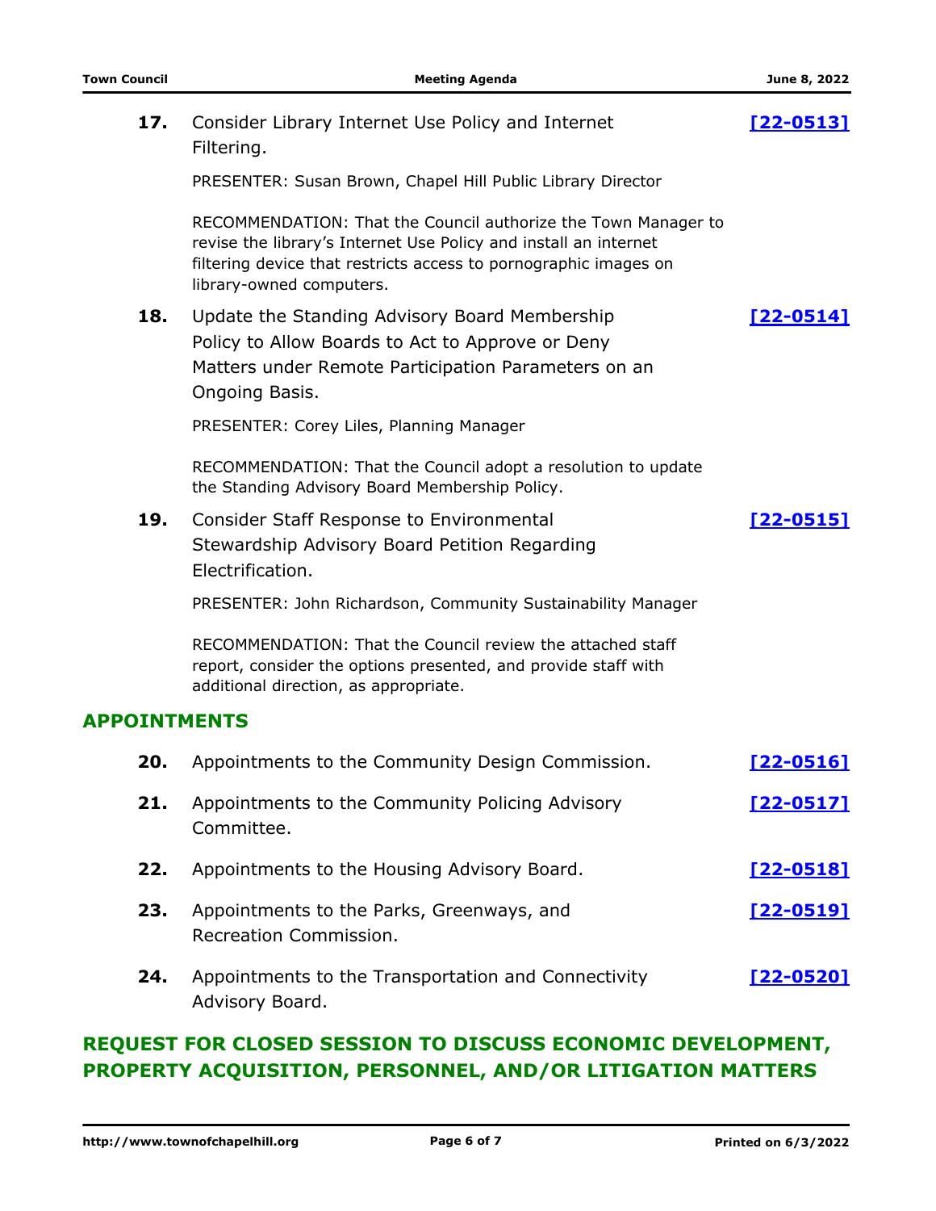**17.** Consider Library Internet Use Policy and Internet Filtering. **[22-0513]**

PRESENTER: Susan Brown, Chapel Hill Public Library Director

RECOMMENDATION: That the Council authorize the Town Manager to revise the library's Internet Use Policy and install an internet filtering device that restricts access to pornographic images on library-owned computers.

**18.** Update the Standing Advisory Board Membership Policy to Allow Boards to Act to Approve or Deny Matters under Remote Participation Parameters on an Ongoing Basis. **[22-0514]**

PRESENTER: Corey Liles, Planning Manager

RECOMMENDATION: That the Council adopt a resolution to update the Standing Advisory Board Membership Policy.

**19.** Consider Staff Response to Environmental Stewardship Advisory Board Petition Regarding Electrification. **[22-0515]**

PRESENTER: John Richardson, Community Sustainability Manager

RECOMMENDATION: That the Council review the attached staff report, consider the options presented, and provide staff with additional direction, as appropriate.

## APPOINTMENTS

**20.** Appointments to the Community Design Commission. **[22-0516]**

**21.** Appointments to the Community Policing Advisory Committee. **[22-0517]**

**22.** Appointments to the Housing Advisory Board. **[22-0518]**

**23.** Appointments to the Parks, Greenways, and Recreation Commission. **[22-0519]**

**24.** Appointments to the Transportation and Connectivity Advisory Board. **[22-0520]**

## REQUEST FOR CLOSED SESSION TO DISCUSS ECONOMIC DEVELOPMENT, PROPERTY ACQUISITION, PERSONNEL, AND/OR LITIGATION MATTERS